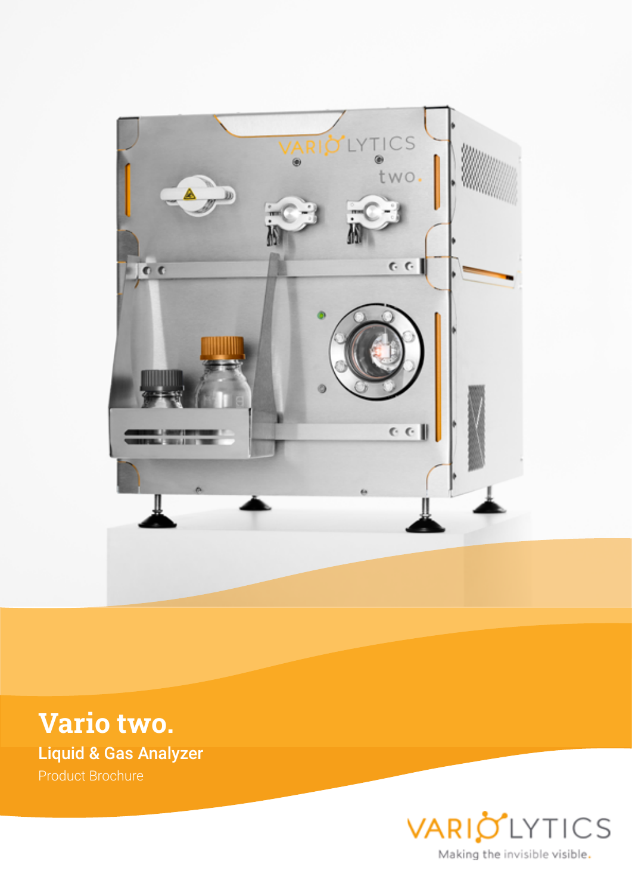# Vario two.

## Liquid & Gas Analyzer

Product Brochure

VARIOLYTICS

Making the invisible visible.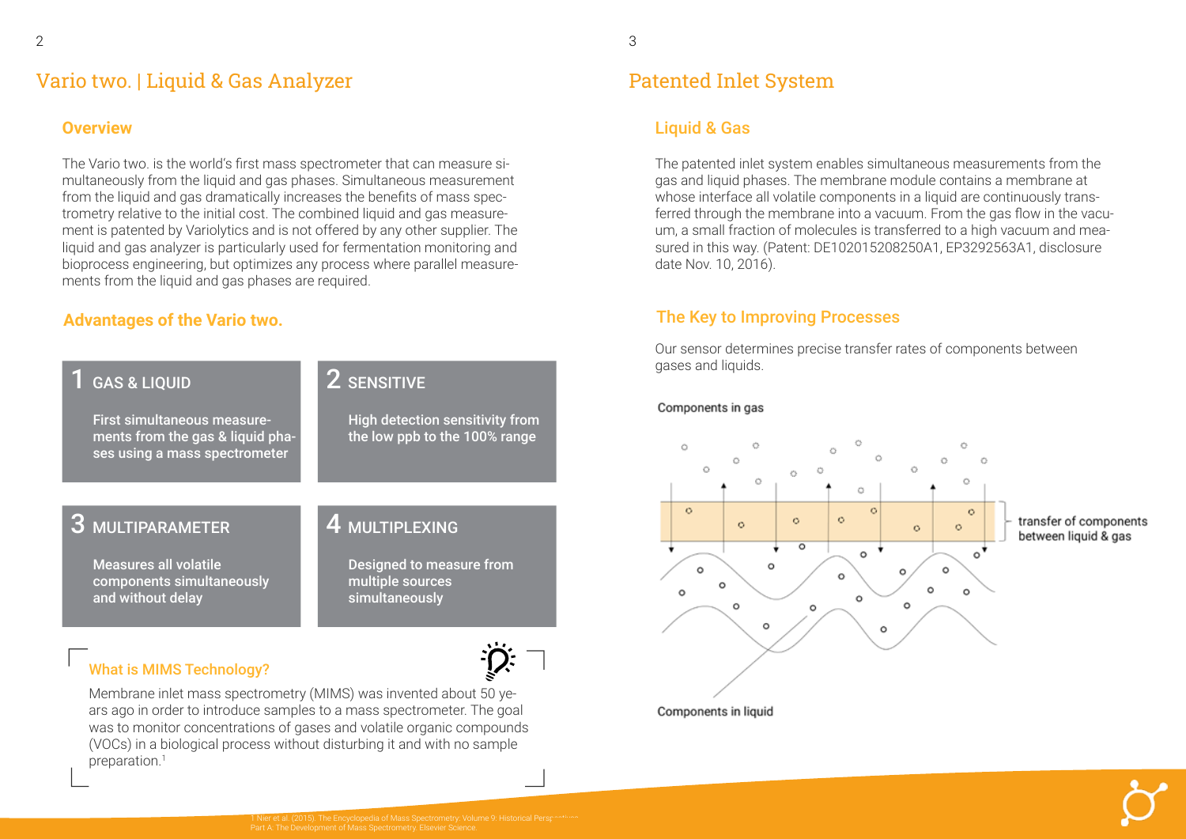# Vario two. | Liquid & Gas Analyzer

## Overview

The Vario two. is the world's first mass spectrometer that can measure simultaneously from the liquid and gas phases. Simultaneous measurement from the liquid and gas dramatically increases the benefits of mass spectrometry relative to the initial cost. The combined liquid and gas measurement is patented by Variolytics and is not offered by any other supplier. The liquid and gas analyzer is particularly used for fermentation monitoring and bioprocess engineering, but optimizes any process where parallel measurements from the liquid and gas phases are required.

## Advantages of the Vario two.

### 1 GAS & LIQUID

First simultaneous measurements from the gas & liquid phases using a mass spectrometer

### 2 SENSITIVE

High detection sensitivity from the low ppb to the 100% range

### 3 MULTIPARAMETER

Measures all volatile components simultaneously and without delay

### 4 MULTIPLEXING

Designed to measure from multiple sources simultaneously

### What is MIMS Technology?

Membrane inlet mass spectrometry (MIMS) was invented about 50 years ago in order to introduce samples to a mass spectrometer. The goal was to monitor concentrations of gases and volatile organic compounds (VOCs) in a biological process without disturbing it and with no sample preparation.[1]

[1] Nier et al. (2015). The Encyclopedia of Mass Spectrometry: Volume 9: Historical Perspectives Part A: The Development of Mass Spectrometry. Elsevier Science.

# Patented Inlet System

## Liquid & Gas

The patented inlet system enables simultaneous measurements from the gas and liquid phases. The membrane module contains a membrane at whose interface all volatile components in a liquid are continuously transferred through the membrane into a vacuum. From the gas flow in the vacuum, a small fraction of molecules is transferred to a high vacuum and measured in this way. (Patent: DE102015208250A1, EP3292563A1, disclosure date Nov. 10, 2016).

## The Key to Improving Processes

Our sensor determines precise transfer rates of components between gases and liquids.

Components in gas

transfer of components between liquid & gas

Components in liquid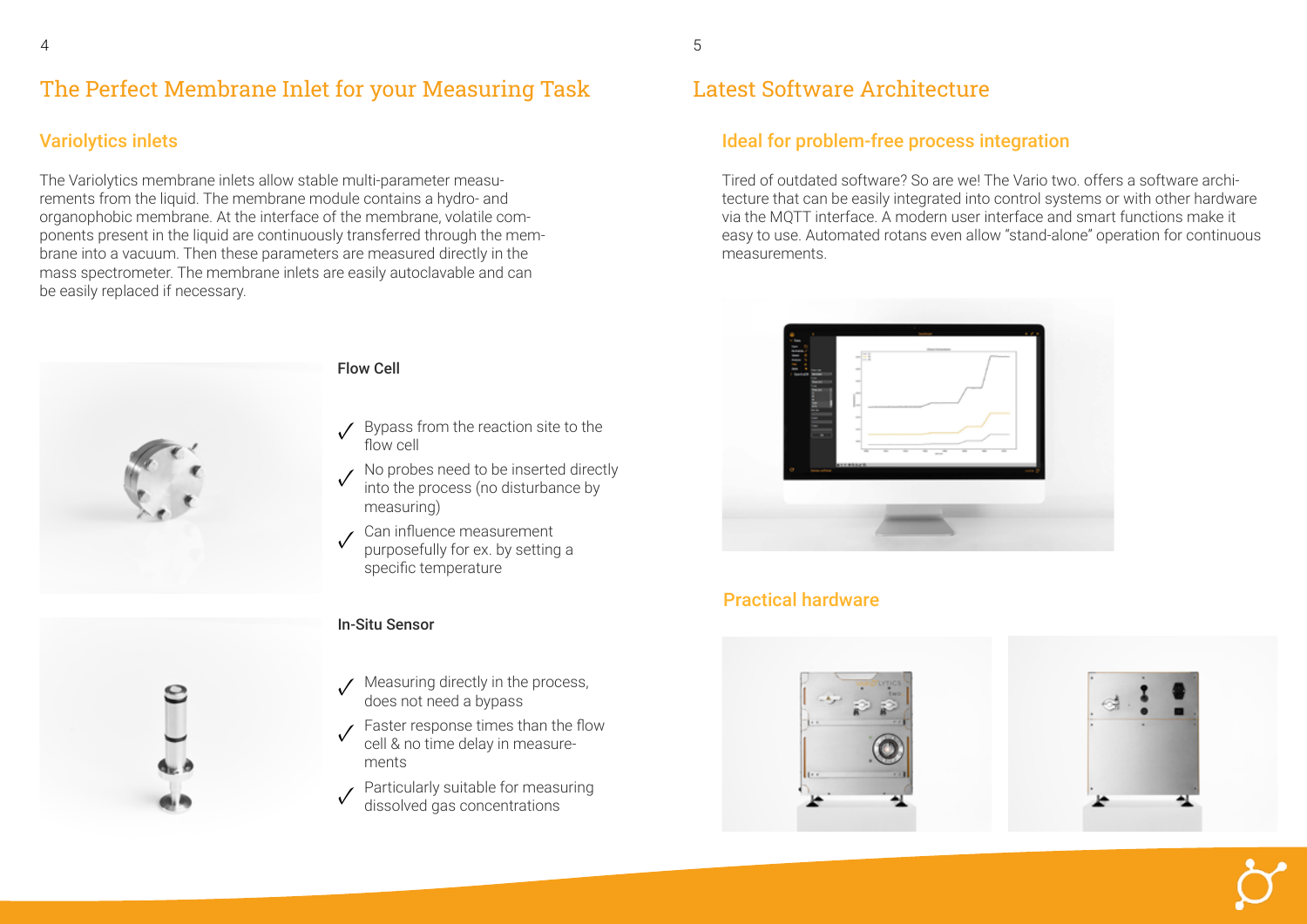# The Perfect Membrane Inlet for your Measuring Task

## Variolytics inlets

The Variolytics membrane inlets allow stable multi-parameter measurements from the liquid. The membrane module contains a hydro- and organophobic membrane. At the interface of the membrane, volatile components present in the liquid are continuously transferred through the membrane into a vacuum. Then these parameters are measured directly in the mass spectrometer. The membrane inlets are easily autoclavable and can be easily replaced if necessary.

### Flow Cell

- ✓ Bypass from the reaction site to the flow cell
- ✓ No probes need to be inserted directly into the process (no disturbance by measuring)
- ✓ Can influence measurement purposefully for ex. by setting a specific temperature

### In-Situ Sensor

- ✓ Measuring directly in the process, does not need a bypass
- ✓ Faster response times than the flow cell & no time delay in measurements
- ✓ Particularly suitable for measuring dissolved gas concentrations

# Latest Software Architecture

## Ideal for problem-free process integration

Tired of outdated software? So are we! The Vario two. offers a software architecture that can be easily integrated into control systems or with other hardware via the MQTT interface. A modern user interface and smart functions make it easy to use. Automated rotans even allow "stand-alone" operation for continuous measurements.

## Practical hardware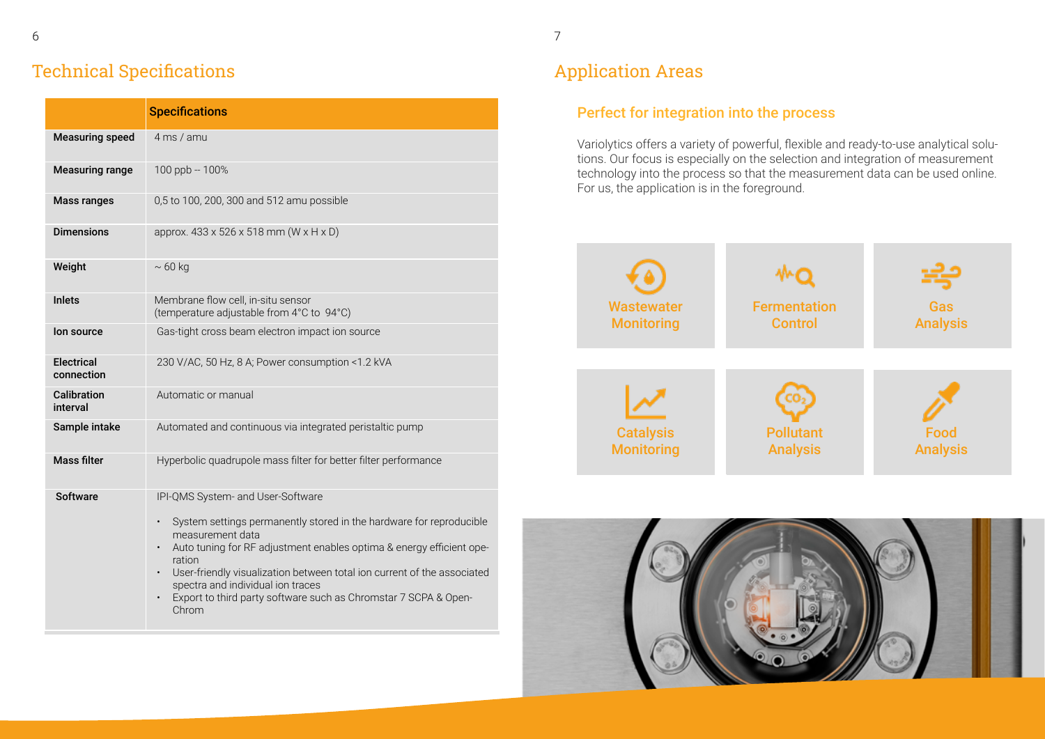## Technical Specifications

| | Specifications |
|---|---|
| **Measuring speed** | 4 ms / amu |
| **Measuring range** | 100 ppb -- 100% |
| **Mass ranges** | 0,5 to 100, 200, 300 and 512 amu possible |
| **Dimensions** | approx. 433 x 526 x 518 mm (W x H x D) |
| **Weight** | ~ 60 kg |
| **Inlets** | Membrane flow cell, in-situ sensor (temperature adjustable from 4°C to 94°C) |
| **Ion source** | Gas-tight cross beam electron impact ion source |
| **Electrical connection** | 230 V/AC, 50 Hz, 8 A; Power consumption <1.2 kVA |
| **Calibration interval** | Automatic or manual |
| **Sample intake** | Automated and continuous via integrated peristaltic pump |
| **Mass filter** | Hyperbolic quadrupole mass filter for better filter performance |
| **Software** | IPI-QMS System- and User-Software<br>• System settings permanently stored in the hardware for reproducible measurement data<br>• Auto tuning for RF adjustment enables optima & energy efficient operation<br>• User-friendly visualization between total ion current of the associated spectra and individual ion traces<br>• Export to third party software such as Chromstar 7 SCPA & OpenChrom |

## Application Areas

### Perfect for integration into the process

Variolytics offers a variety of powerful, flexible and ready-to-use analytical solutions. Our focus is especially on the selection and integration of measurement technology into the process so that the measurement data can be used online. For us, the application is in the foreground.

- Wastewater Monitoring
- Fermentation Control
- Gas Analysis
- Catalysis Monitoring
- Pollutant Analysis
- Food Analysis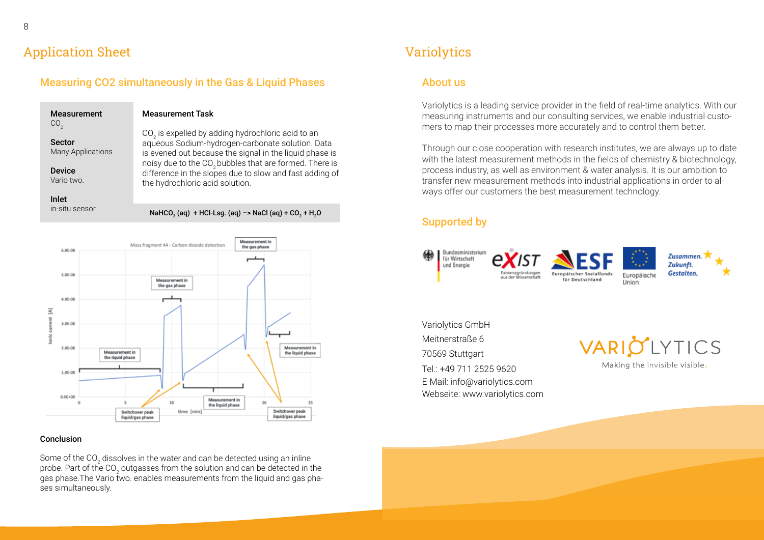# Application Sheet

## Measuring CO2 simultaneously in the Gas & Liquid Phases

**Measurement**
$CO_2$

**Sector**
Many Applications

**Device**
Vario two.

**Inlet**
in-situ sensor

**Measurement Task**

$CO_2$ is expelled by adding hydrochloric acid to an aqueous Sodium-hydrogen-carbonate solution. Data is evened out because the signal in the liquid phase is noisy due to the $CO_2$ bubbles that are formed. There is difference in the slopes due to slow and fast adding of the hydrochloric acid solution.

**$NaHCO_3$ (aq) + HCl-Lsg. (aq) –> NaCl (aq) + $CO_2$ + $H_2O$**

Mass fragment 44 - Carbon dioxide detection

Ionic current [A]

6.0E-08
5.0E-08
4.0E-08
3.0E-08
2.0E-08
1.0E-08
0.0E+00

0
5
10
15
20
25

time [min]

Measurement in the gas phase
Measurement in the gas phase
Measurement in the liquid phase
Measurement in the liquid phase
Measurement in the liquid phase
Switchover peak liquid/gas phase
Switchover peak liquid/gas phase

**Conclusion**

Some of the $CO_2$ dissolves in the water and can be detected using an inline probe. Part of the $CO_2$ outgasses from the solution and can be detected in the gas phase.The Vario two. enables measurements from the liquid and gas phases simultaneously.

# Variolytics

## About us

Variolytics is a leading service provider in the field of real-time analytics. With our measuring instruments and our consulting services, we enable industrial customers to map their processes more accurately and to control them better.

Through our close cooperation with research institutes, we are always up to date with the latest measurement methods in the fields of chemistry & biotechnology, process industry, as well as environment & water analysis. It is our ambition to transfer new measurement methods into industrial applications in order to always offer our customers the best measurement technology.

## Supported by

Bundesministerium für Wirtschaft und Energie
eXIST Existenzgründungen aus der Wissenschaft
ESF Europäischer Sozialfonds für Deutschland
Europäische Union
Zusammen. Zukunft. Gestalten.

Variolytics GmbH
Meitnerstraße 6
70569 Stuttgart
Tel.: +49 711 2525 9620
E-Mail: info@variolytics.com
Webseite: www.variolytics.com

VARIOLYTICS
Making the invisible visible.